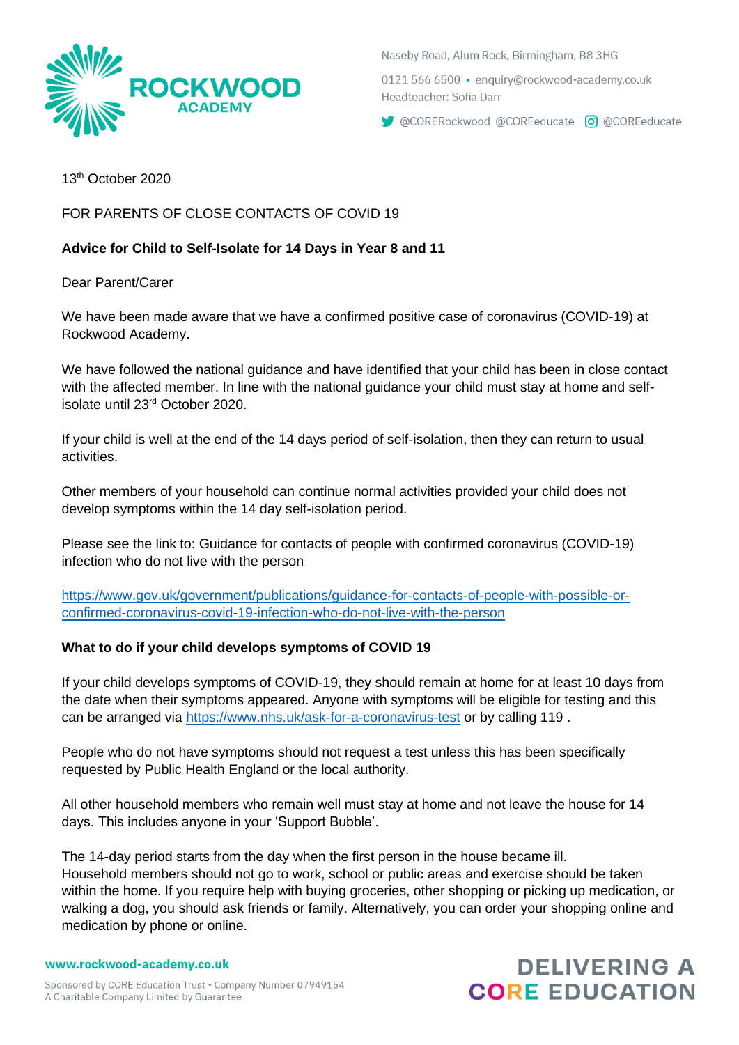Naseby Road, Alum Rock, Birmingham, B8 3HG

0121 566 6500 • enquiry@rockwood-academy.co.uk

Headteacher: Sofia Darr

@CORERockwood @COREeducate @COREeducate

13th October 2020

FOR PARENTS OF CLOSE CONTACTS OF COVID 19

**Advice for Child to Self-Isolate for 14 Days in Year 8 and 11**

Dear Parent/Carer

We have been made aware that we have a confirmed positive case of coronavirus (COVID-19) at Rockwood Academy.

We have followed the national guidance and have identified that your child has been in close contact with the affected member. In line with the national guidance your child must stay at home and self-isolate until 23rd October 2020.

If your child is well at the end of the 14 days period of self-isolation, then they can return to usual activities.

Other members of your household can continue normal activities provided your child does not develop symptoms within the 14 day self-isolation period.

Please see the link to: Guidance for contacts of people with confirmed coronavirus (COVID-19) infection who do not live with the person

https://www.gov.uk/government/publications/guidance-for-contacts-of-people-with-possible-or-confirmed-coronavirus-covid-19-infection-who-do-not-live-with-the-person

**What to do if your child develops symptoms of COVID 19**

If your child develops symptoms of COVID-19, they should remain at home for at least 10 days from the date when their symptoms appeared. Anyone with symptoms will be eligible for testing and this can be arranged via https://www.nhs.uk/ask-for-a-coronavirus-test or by calling 119 .

People who do not have symptoms should not request a test unless this has been specifically requested by Public Health England or the local authority.

All other household members who remain well must stay at home and not leave the house for 14 days. This includes anyone in your 'Support Bubble'.

The 14-day period starts from the day when the first person in the house became ill.
Household members should not go to work, school or public areas and exercise should be taken within the home. If you require help with buying groceries, other shopping or picking up medication, or walking a dog, you should ask friends or family. Alternatively, you can order your shopping online and medication by phone or online.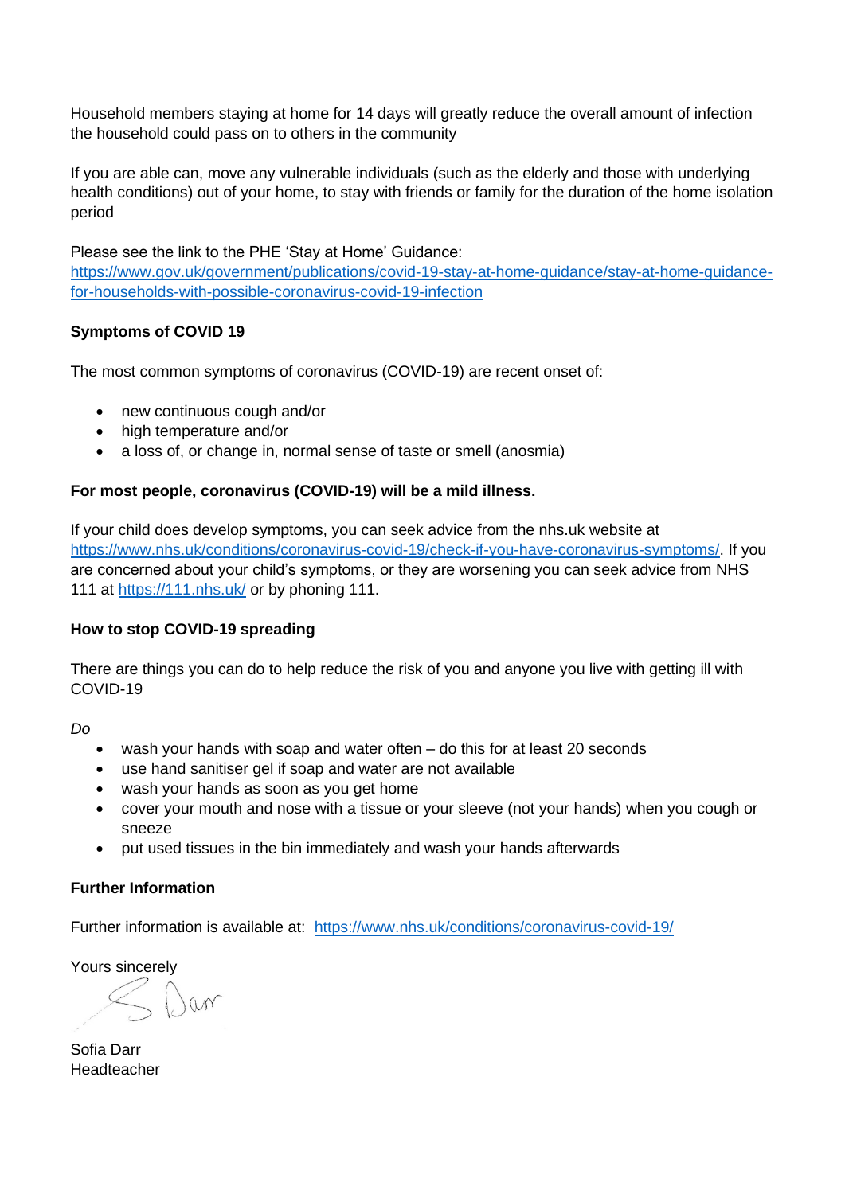Household members staying at home for 14 days will greatly reduce the overall amount of infection the household could pass on to others in the community

If you are able can, move any vulnerable individuals (such as the elderly and those with underlying health conditions) out of your home, to stay with friends or family for the duration of the home isolation period

Please see the link to the PHE 'Stay at Home' Guidance:
https://www.gov.uk/government/publications/covid-19-stay-at-home-guidance/stay-at-home-guidance-for-households-with-possible-coronavirus-covid-19-infection

**Symptoms of COVID 19**

The most common symptoms of coronavirus (COVID-19) are recent onset of:

- new continuous cough and/or
- high temperature and/or
- a loss of, or change in, normal sense of taste or smell (anosmia)

**For most people, coronavirus (COVID-19) will be a mild illness.**

If your child does develop symptoms, you can seek advice from the nhs.uk website at https://www.nhs.uk/conditions/coronavirus-covid-19/check-if-you-have-coronavirus-symptoms/. If you are concerned about your child's symptoms, or they are worsening you can seek advice from NHS 111 at https://111.nhs.uk/ or by phoning 111.

**How to stop COVID-19 spreading**

There are things you can do to help reduce the risk of you and anyone you live with getting ill with COVID-19

*Do*

- wash your hands with soap and water often – do this for at least 20 seconds
- use hand sanitiser gel if soap and water are not available
- wash your hands as soon as you get home
- cover your mouth and nose with a tissue or your sleeve (not your hands) when you cough or sneeze
- put used tissues in the bin immediately and wash your hands afterwards

**Further Information**

Further information is available at: https://www.nhs.uk/conditions/coronavirus-covid-19/

Yours sincerely

S Darr

Sofia Darr
Headteacher